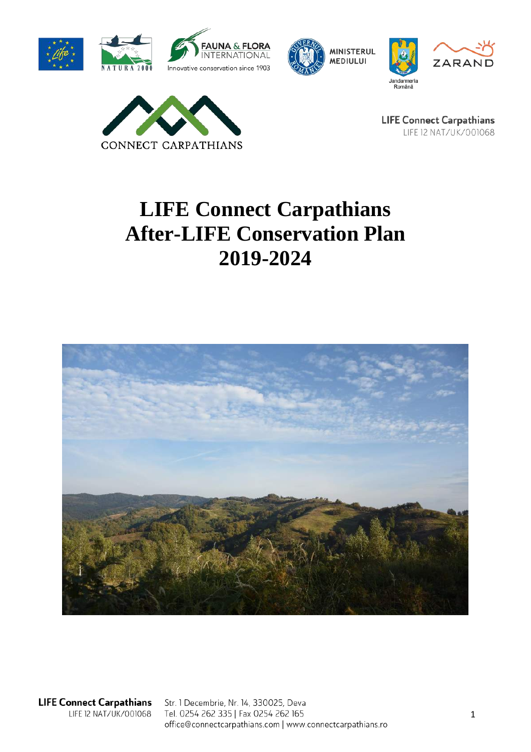LIFE Connect Carpathians
LIFE 12 NAT/UK/001068

# LIFE Connect Carpathians After-LIFE Conservation Plan 2019-2024

**LIFE Connect Carpathians**
LIFE 12 NAT/UK/001068

Str. 1 Decembrie, Nr. 14, 330025, Deva
Tel. 0254 262 335 | Fax 0254 262 165
office@connectcarpathians.com | www.connectcarpathians.ro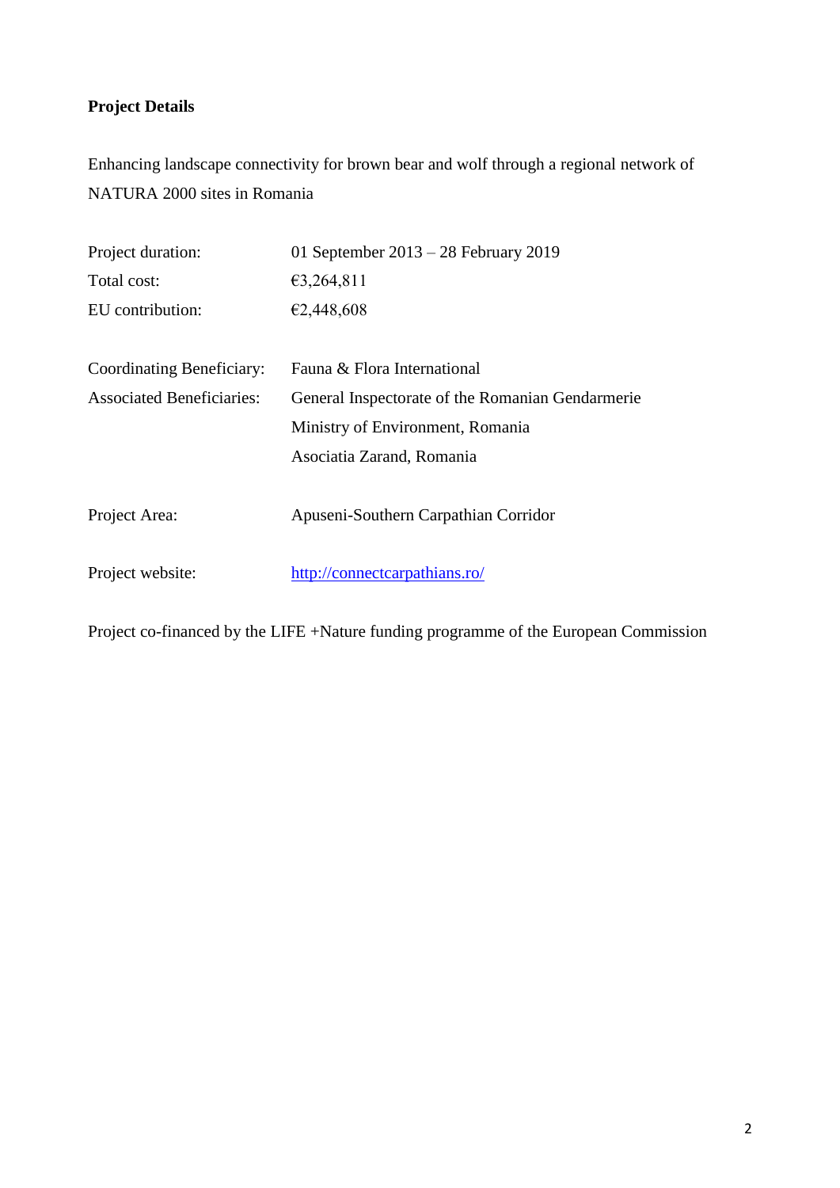**Project Details**

Enhancing landscape connectivity for brown bear and wolf through a regional network of NATURA 2000 sites in Romania

| | |
|---|---|
| Project duration: | 01 September 2013 – 28 February 2019 |
| Total cost: | €3,264,811 |
| EU contribution: | €2,448,608 |
| | |
| Coordinating Beneficiary: | Fauna & Flora International |
| Associated Beneficiaries: | General Inspectorate of the Romanian Gendarmerie |
| | Ministry of Environment, Romania |
| | Asociatia Zarand, Romania |
| | |
| Project Area: | Apuseni-Southern Carpathian Corridor |
| | |
| Project website: | http://connectcarpathians.ro/ |

Project co-financed by the LIFE +Nature funding programme of the European Commission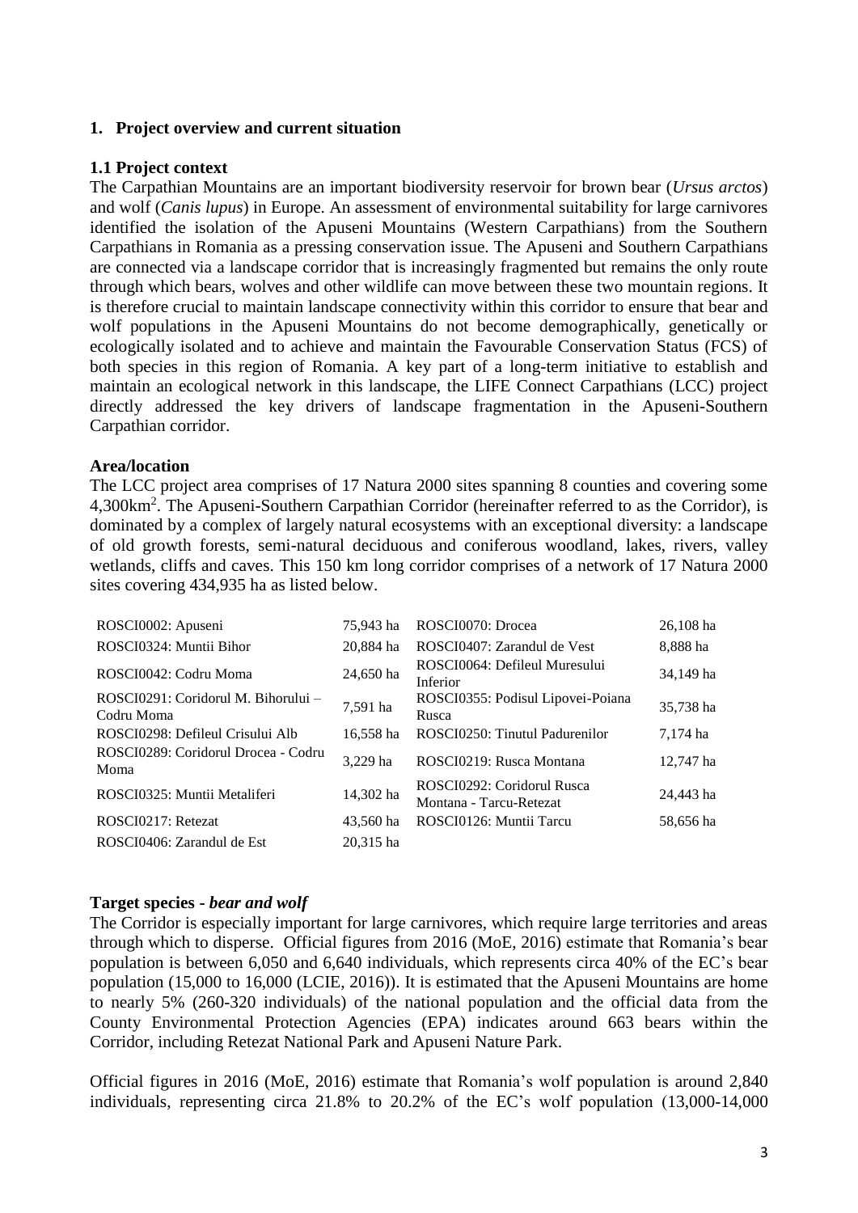## 1. Project overview and current situation

### 1.1 Project context

The Carpathian Mountains are an important biodiversity reservoir for brown bear (*Ursus arctos*) and wolf (*Canis lupus*) in Europe. An assessment of environmental suitability for large carnivores identified the isolation of the Apuseni Mountains (Western Carpathians) from the Southern Carpathians in Romania as a pressing conservation issue. The Apuseni and Southern Carpathians are connected via a landscape corridor that is increasingly fragmented but remains the only route through which bears, wolves and other wildlife can move between these two mountain regions. It is therefore crucial to maintain landscape connectivity within this corridor to ensure that bear and wolf populations in the Apuseni Mountains do not become demographically, genetically or ecologically isolated and to achieve and maintain the Favourable Conservation Status (FCS) of both species in this region of Romania. A key part of a long-term initiative to establish and maintain an ecological network in this landscape, the LIFE Connect Carpathians (LCC) project directly addressed the key drivers of landscape fragmentation in the Apuseni-Southern Carpathian corridor.

**Area/location**

The LCC project area comprises of 17 Natura 2000 sites spanning 8 counties and covering some 4,300km$^2$. The Apuseni-Southern Carpathian Corridor (hereinafter referred to as the Corridor), is dominated by a complex of largely natural ecosystems with an exceptional diversity: a landscape of old growth forests, semi-natural deciduous and coniferous woodland, lakes, rivers, valley wetlands, cliffs and caves. This 150 km long corridor comprises of a network of 17 Natura 2000 sites covering 434,935 ha as listed below.

| | | | |
|---|---|---|---|
| ROSCI0002: Apuseni | 75,943 ha | ROSCI0070: Drocea | 26,108 ha |
| ROSCI0324: Muntii Bihor | 20,884 ha | ROSCI0407: Zarandul de Vest | 8,888 ha |
| ROSCI0042: Codru Moma | 24,650 ha | ROSCI0064: Defileul Muresului Inferior | 34,149 ha |
| ROSCI0291: Coridorul M. Bihorului – Codru Moma | 7,591 ha | ROSCI0355: Podisul Lipovei-Poiana Rusca | 35,738 ha |
| ROSCI0298: Defileul Crisului Alb | 16,558 ha | ROSCI0250: Tinutul Padurenilor | 7,174 ha |
| ROSCI0289: Coridorul Drocea - Codru Moma | 3,229 ha | ROSCI0219: Rusca Montana | 12,747 ha |
| ROSCI0325: Muntii Metaliferi | 14,302 ha | ROSCI0292: Coridorul Rusca Montana - Tarcu-Retezat | 24,443 ha |
| ROSCI0217: Retezat | 43,560 ha | ROSCI0126: Muntii Tarcu | 58,656 ha |
| ROSCI0406: Zarandul de Est | 20,315 ha | | |

**Target species - *bear and wolf***

The Corridor is especially important for large carnivores, which require large territories and areas through which to disperse. Official figures from 2016 (MoE, 2016) estimate that Romania's bear population is between 6,050 and 6,640 individuals, which represents circa 40% of the EC's bear population (15,000 to 16,000 (LCIE, 2016)). It is estimated that the Apuseni Mountains are home to nearly 5% (260-320 individuals) of the national population and the official data from the County Environmental Protection Agencies (EPA) indicates around 663 bears within the Corridor, including Retezat National Park and Apuseni Nature Park.

Official figures in 2016 (MoE, 2016) estimate that Romania's wolf population is around 2,840 individuals, representing circa 21.8% to 20.2% of the EC's wolf population (13,000-14,000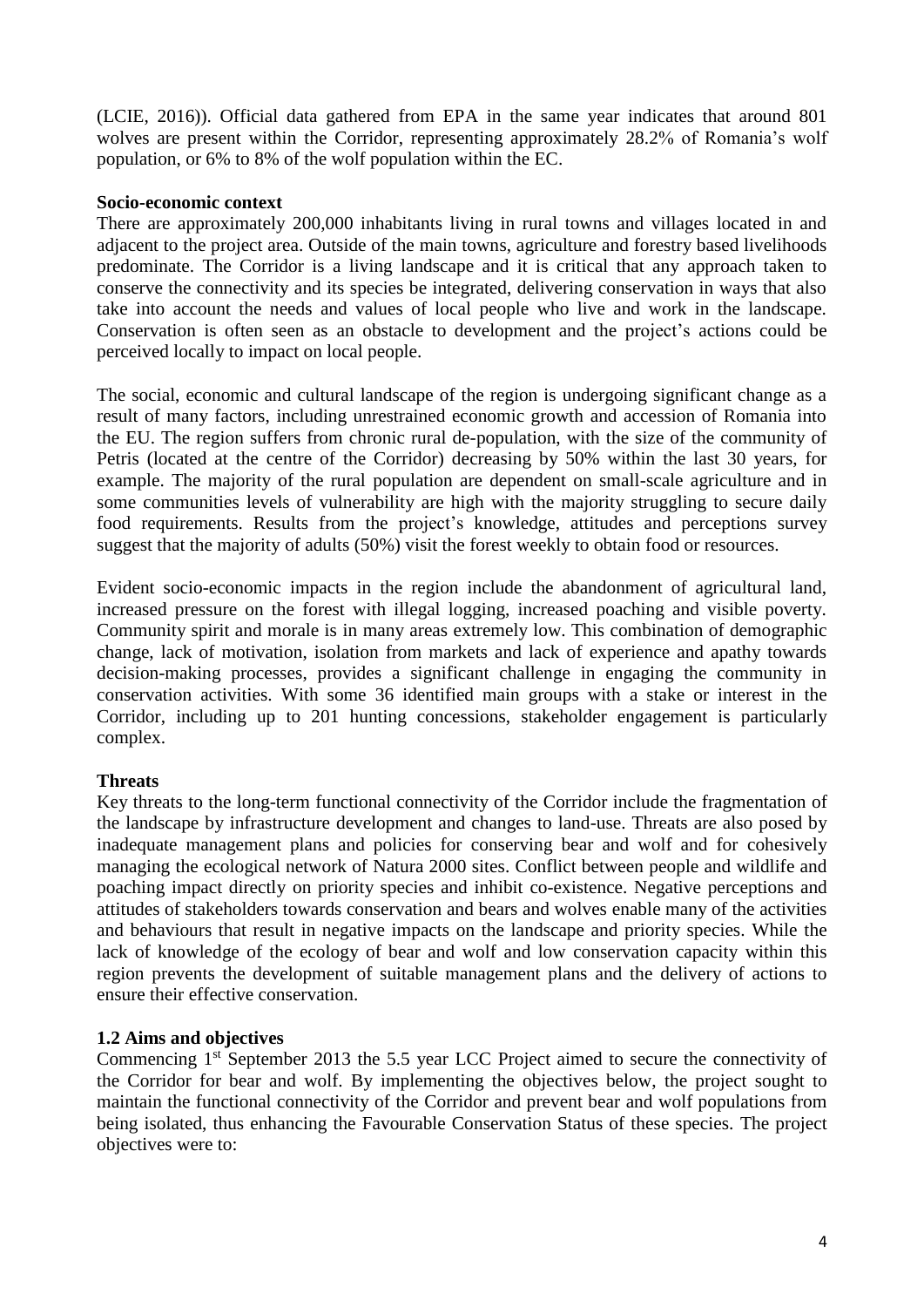(LCIE, 2016)). Official data gathered from EPA in the same year indicates that around 801 wolves are present within the Corridor, representing approximately 28.2% of Romania's wolf population, or 6% to 8% of the wolf population within the EC.

**Socio-economic context**

There are approximately 200,000 inhabitants living in rural towns and villages located in and adjacent to the project area. Outside of the main towns, agriculture and forestry based livelihoods predominate. The Corridor is a living landscape and it is critical that any approach taken to conserve the connectivity and its species be integrated, delivering conservation in ways that also take into account the needs and values of local people who live and work in the landscape. Conservation is often seen as an obstacle to development and the project's actions could be perceived locally to impact on local people.

The social, economic and cultural landscape of the region is undergoing significant change as a result of many factors, including unrestrained economic growth and accession of Romania into the EU. The region suffers from chronic rural de-population, with the size of the community of Petris (located at the centre of the Corridor) decreasing by 50% within the last 30 years, for example. The majority of the rural population are dependent on small-scale agriculture and in some communities levels of vulnerability are high with the majority struggling to secure daily food requirements. Results from the project's knowledge, attitudes and perceptions survey suggest that the majority of adults (50%) visit the forest weekly to obtain food or resources.

Evident socio-economic impacts in the region include the abandonment of agricultural land, increased pressure on the forest with illegal logging, increased poaching and visible poverty. Community spirit and morale is in many areas extremely low. This combination of demographic change, lack of motivation, isolation from markets and lack of experience and apathy towards decision-making processes, provides a significant challenge in engaging the community in conservation activities. With some 36 identified main groups with a stake or interest in the Corridor, including up to 201 hunting concessions, stakeholder engagement is particularly complex.

**Threats**

Key threats to the long-term functional connectivity of the Corridor include the fragmentation of the landscape by infrastructure development and changes to land-use. Threats are also posed by inadequate management plans and policies for conserving bear and wolf and for cohesively managing the ecological network of Natura 2000 sites. Conflict between people and wildlife and poaching impact directly on priority species and inhibit co-existence. Negative perceptions and attitudes of stakeholders towards conservation and bears and wolves enable many of the activities and behaviours that result in negative impacts on the landscape and priority species. While the lack of knowledge of the ecology of bear and wolf and low conservation capacity within this region prevents the development of suitable management plans and the delivery of actions to ensure their effective conservation.

**1.2 Aims and objectives**

Commencing 1st September 2013 the 5.5 year LCC Project aimed to secure the connectivity of the Corridor for bear and wolf. By implementing the objectives below, the project sought to maintain the functional connectivity of the Corridor and prevent bear and wolf populations from being isolated, thus enhancing the Favourable Conservation Status of these species. The project objectives were to: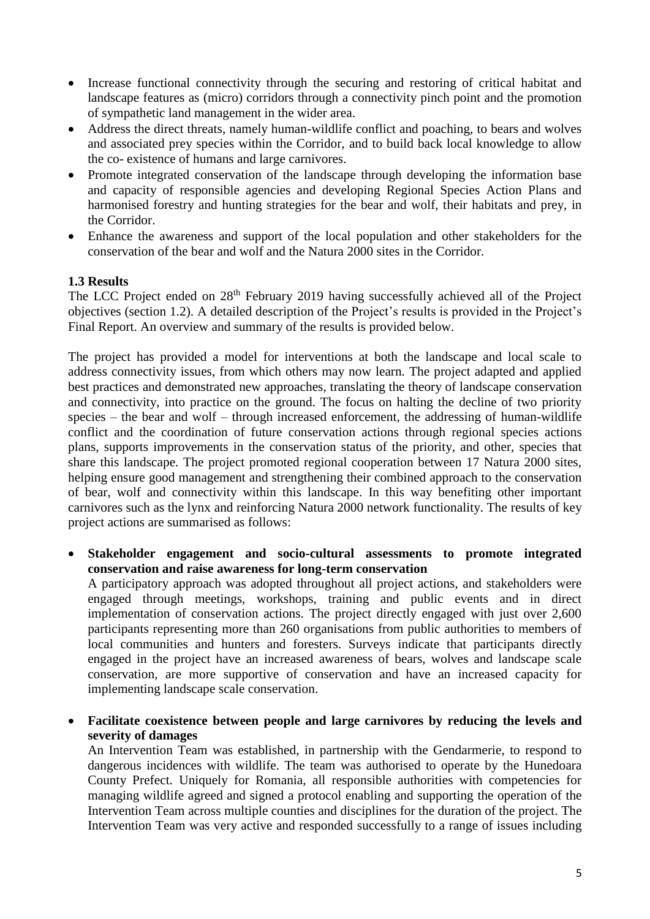- Increase functional connectivity through the securing and restoring of critical habitat and landscape features as (micro) corridors through a connectivity pinch point and the promotion of sympathetic land management in the wider area.
- Address the direct threats, namely human-wildlife conflict and poaching, to bears and wolves and associated prey species within the Corridor, and to build back local knowledge to allow the co- existence of humans and large carnivores.
- Promote integrated conservation of the landscape through developing the information base and capacity of responsible agencies and developing Regional Species Action Plans and harmonised forestry and hunting strategies for the bear and wolf, their habitats and prey, in the Corridor.
- Enhance the awareness and support of the local population and other stakeholders for the conservation of the bear and wolf and the Natura 2000 sites in the Corridor.

### 1.3 Results

The LCC Project ended on 28th February 2019 having successfully achieved all of the Project objectives (section 1.2). A detailed description of the Project's results is provided in the Project's Final Report. An overview and summary of the results is provided below.

The project has provided a model for interventions at both the landscape and local scale to address connectivity issues, from which others may now learn. The project adapted and applied best practices and demonstrated new approaches, translating the theory of landscape conservation and connectivity, into practice on the ground. The focus on halting the decline of two priority species – the bear and wolf – through increased enforcement, the addressing of human-wildlife conflict and the coordination of future conservation actions through regional species actions plans, supports improvements in the conservation status of the priority, and other, species that share this landscape. The project promoted regional cooperation between 17 Natura 2000 sites, helping ensure good management and strengthening their combined approach to the conservation of bear, wolf and connectivity within this landscape. In this way benefiting other important carnivores such as the lynx and reinforcing Natura 2000 network functionality. The results of key project actions are summarised as follows:

- **Stakeholder engagement and socio-cultural assessments to promote integrated conservation and raise awareness for long-term conservation**
  A participatory approach was adopted throughout all project actions, and stakeholders were engaged through meetings, workshops, training and public events and in direct implementation of conservation actions. The project directly engaged with just over 2,600 participants representing more than 260 organisations from public authorities to members of local communities and hunters and foresters. Surveys indicate that participants directly engaged in the project have an increased awareness of bears, wolves and landscape scale conservation, are more supportive of conservation and have an increased capacity for implementing landscape scale conservation.

- **Facilitate coexistence between people and large carnivores by reducing the levels and severity of damages**
  An Intervention Team was established, in partnership with the Gendarmerie, to respond to dangerous incidences with wildlife. The team was authorised to operate by the Hunedoara County Prefect. Uniquely for Romania, all responsible authorities with competencies for managing wildlife agreed and signed a protocol enabling and supporting the operation of the Intervention Team across multiple counties and disciplines for the duration of the project. The Intervention Team was very active and responded successfully to a range of issues including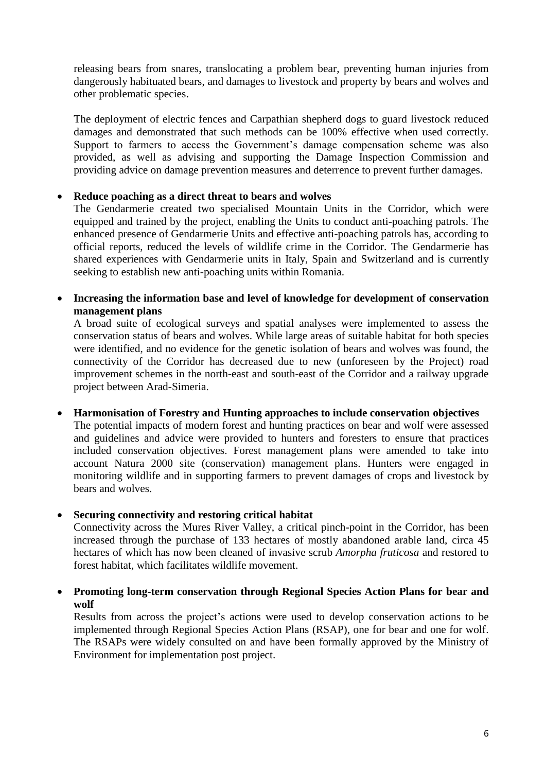releasing bears from snares, translocating a problem bear, preventing human injuries from dangerously habituated bears, and damages to livestock and property by bears and wolves and other problematic species.

The deployment of electric fences and Carpathian shepherd dogs to guard livestock reduced damages and demonstrated that such methods can be 100% effective when used correctly. Support to farmers to access the Government's damage compensation scheme was also provided, as well as advising and supporting the Damage Inspection Commission and providing advice on damage prevention measures and deterrence to prevent further damages.

- **Reduce poaching as a direct threat to bears and wolves**
  The Gendarmerie created two specialised Mountain Units in the Corridor, which were equipped and trained by the project, enabling the Units to conduct anti-poaching patrols. The enhanced presence of Gendarmerie Units and effective anti-poaching patrols has, according to official reports, reduced the levels of wildlife crime in the Corridor. The Gendarmerie has shared experiences with Gendarmerie units in Italy, Spain and Switzerland and is currently seeking to establish new anti-poaching units within Romania.

- **Increasing the information base and level of knowledge for development of conservation management plans**
  A broad suite of ecological surveys and spatial analyses were implemented to assess the conservation status of bears and wolves. While large areas of suitable habitat for both species were identified, and no evidence for the genetic isolation of bears and wolves was found, the connectivity of the Corridor has decreased due to new (unforeseen by the Project) road improvement schemes in the north-east and south-east of the Corridor and a railway upgrade project between Arad-Simeria.

- **Harmonisation of Forestry and Hunting approaches to include conservation objectives**
  The potential impacts of modern forest and hunting practices on bear and wolf were assessed and guidelines and advice were provided to hunters and foresters to ensure that practices included conservation objectives. Forest management plans were amended to take into account Natura 2000 site (conservation) management plans. Hunters were engaged in monitoring wildlife and in supporting farmers to prevent damages of crops and livestock by bears and wolves.

- **Securing connectivity and restoring critical habitat**
  Connectivity across the Mures River Valley, a critical pinch-point in the Corridor, has been increased through the purchase of 133 hectares of mostly abandoned arable land, circa 45 hectares of which has now been cleaned of invasive scrub *Amorpha fruticosa* and restored to forest habitat, which facilitates wildlife movement.

- **Promoting long-term conservation through Regional Species Action Plans for bear and wolf**
  Results from across the project's actions were used to develop conservation actions to be implemented through Regional Species Action Plans (RSAP), one for bear and one for wolf. The RSAPs were widely consulted on and have been formally approved by the Ministry of Environment for implementation post project.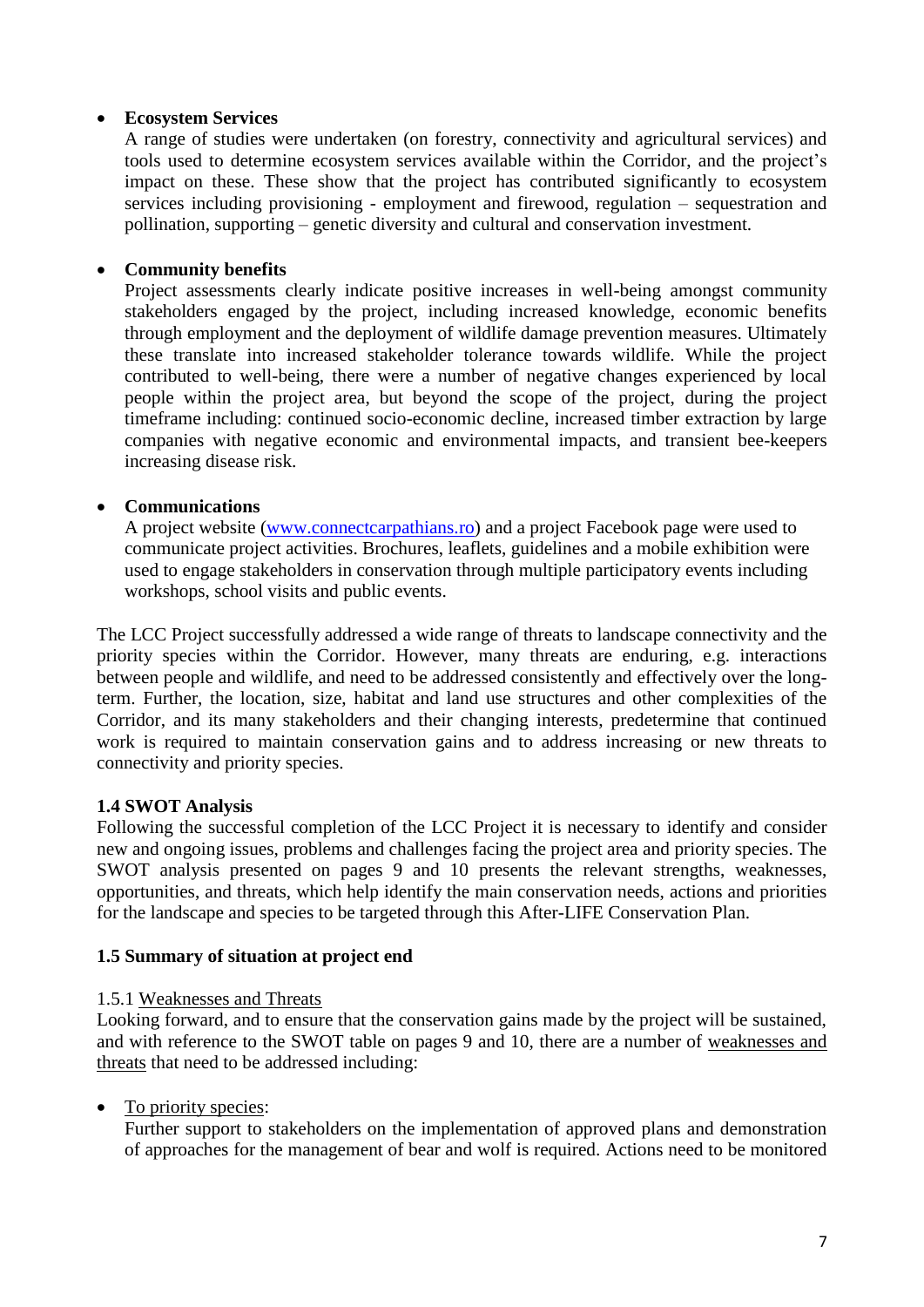- **Ecosystem Services**

  A range of studies were undertaken (on forestry, connectivity and agricultural services) and tools used to determine ecosystem services available within the Corridor, and the project's impact on these. These show that the project has contributed significantly to ecosystem services including provisioning - employment and firewood, regulation – sequestration and pollination, supporting – genetic diversity and cultural and conservation investment.

- **Community benefits**

  Project assessments clearly indicate positive increases in well-being amongst community stakeholders engaged by the project, including increased knowledge, economic benefits through employment and the deployment of wildlife damage prevention measures. Ultimately these translate into increased stakeholder tolerance towards wildlife. While the project contributed to well-being, there were a number of negative changes experienced by local people within the project area, but beyond the scope of the project, during the project timeframe including: continued socio-economic decline, increased timber extraction by large companies with negative economic and environmental impacts, and transient bee-keepers increasing disease risk.

- **Communications**

  A project website ([www.connectcarpathians.ro](www.connectcarpathians.ro)) and a project Facebook page were used to communicate project activities. Brochures, leaflets, guidelines and a mobile exhibition were used to engage stakeholders in conservation through multiple participatory events including workshops, school visits and public events.

The LCC Project successfully addressed a wide range of threats to landscape connectivity and the priority species within the Corridor. However, many threats are enduring, e.g. interactions between people and wildlife, and need to be addressed consistently and effectively over the long-term. Further, the location, size, habitat and land use structures and other complexities of the Corridor, and its many stakeholders and their changing interests, predetermine that continued work is required to maintain conservation gains and to address increasing or new threats to connectivity and priority species.

### 1.4 SWOT Analysis

Following the successful completion of the LCC Project it is necessary to identify and consider new and ongoing issues, problems and challenges facing the project area and priority species. The SWOT analysis presented on pages 9 and 10 presents the relevant strengths, weaknesses, opportunities, and threats, which help identify the main conservation needs, actions and priorities for the landscape and species to be targeted through this After-LIFE Conservation Plan.

### 1.5 Summary of situation at project end

#### 1.5.1 Weaknesses and Threats

Looking forward, and to ensure that the conservation gains made by the project will be sustained, and with reference to the SWOT table on pages 9 and 10, there are a number of weaknesses and threats that need to be addressed including:

- To priority species:

  Further support to stakeholders on the implementation of approved plans and demonstration of approaches for the management of bear and wolf is required. Actions need to be monitored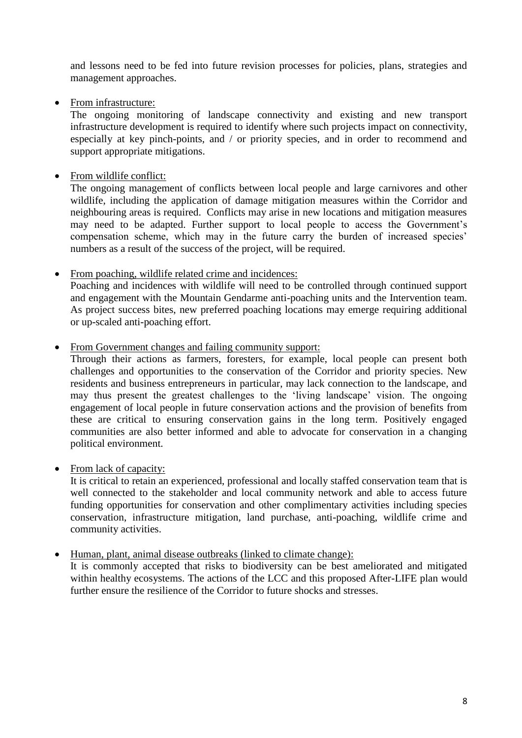and lessons need to be fed into future revision processes for policies, plans, strategies and management approaches.

- From infrastructure:
  The ongoing monitoring of landscape connectivity and existing and new transport infrastructure development is required to identify where such projects impact on connectivity, especially at key pinch-points, and / or priority species, and in order to recommend and support appropriate mitigations.

- From wildlife conflict:
  The ongoing management of conflicts between local people and large carnivores and other wildlife, including the application of damage mitigation measures within the Corridor and neighbouring areas is required. Conflicts may arise in new locations and mitigation measures may need to be adapted. Further support to local people to access the Government's compensation scheme, which may in the future carry the burden of increased species' numbers as a result of the success of the project, will be required.

- From poaching, wildlife related crime and incidences:
  Poaching and incidences with wildlife will need to be controlled through continued support and engagement with the Mountain Gendarme anti-poaching units and the Intervention team. As project success bites, new preferred poaching locations may emerge requiring additional or up-scaled anti-poaching effort.

- From Government changes and failing community support:
  Through their actions as farmers, foresters, for example, local people can present both challenges and opportunities to the conservation of the Corridor and priority species. New residents and business entrepreneurs in particular, may lack connection to the landscape, and may thus present the greatest challenges to the 'living landscape' vision. The ongoing engagement of local people in future conservation actions and the provision of benefits from these are critical to ensuring conservation gains in the long term. Positively engaged communities are also better informed and able to advocate for conservation in a changing political environment.

- From lack of capacity:
  It is critical to retain an experienced, professional and locally staffed conservation team that is well connected to the stakeholder and local community network and able to access future funding opportunities for conservation and other complimentary activities including species conservation, infrastructure mitigation, land purchase, anti-poaching, wildlife crime and community activities.

- Human, plant, animal disease outbreaks (linked to climate change):
  It is commonly accepted that risks to biodiversity can be best ameliorated and mitigated within healthy ecosystems. The actions of the LCC and this proposed After-LIFE plan would further ensure the resilience of the Corridor to future shocks and stresses.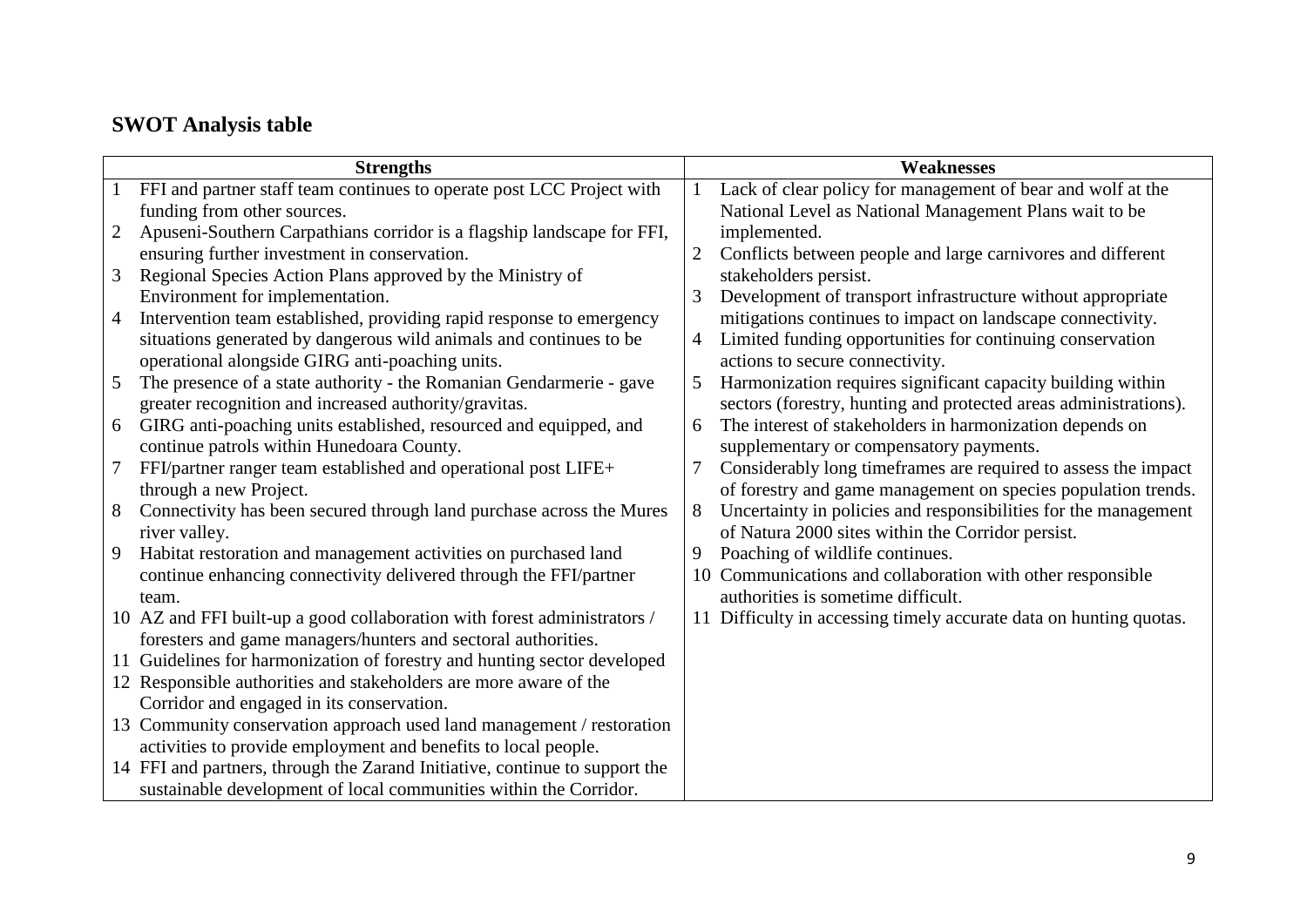## SWOT Analysis table

| | Strengths | | Weaknesses |
|---|---|---|---|
| 1 | FFI and partner staff team continues to operate post LCC Project with funding from other sources. | 1 | Lack of clear policy for management of bear and wolf at the National Level as National Management Plans wait to be implemented. |
| 2 | Apuseni-Southern Carpathians corridor is a flagship landscape for FFI, ensuring further investment in conservation. | 2 | Conflicts between people and large carnivores and different stakeholders persist. |
| 3 | Regional Species Action Plans approved by the Ministry of Environment for implementation. | 3 | Development of transport infrastructure without appropriate mitigations continues to impact on landscape connectivity. |
| 4 | Intervention team established, providing rapid response to emergency situations generated by dangerous wild animals and continues to be operational alongside GIRG anti-poaching units. | 4 | Limited funding opportunities for continuing conservation actions to secure connectivity. |
| 5 | The presence of a state authority - the Romanian Gendarmerie - gave greater recognition and increased authority/gravitas. | 5 | Harmonization requires significant capacity building within sectors (forestry, hunting and protected areas administrations). |
| 6 | GIRG anti-poaching units established, resourced and equipped, and continue patrols within Hunedoara County. | 6 | The interest of stakeholders in harmonization depends on supplementary or compensatory payments. |
| 7 | FFI/partner ranger team established and operational post LIFE+ through a new Project. | 7 | Considerably long timeframes are required to assess the impact of forestry and game management on species population trends. |
| 8 | Connectivity has been secured through land purchase across the Mures river valley. | 8 | Uncertainty in policies and responsibilities for the management of Natura 2000 sites within the Corridor persist. |
| 9 | Habitat restoration and management activities on purchased land continue enhancing connectivity delivered through the FFI/partner team. | 9 | Poaching of wildlife continues. |
| 10 | AZ and FFI built-up a good collaboration with forest administrators / foresters and game managers/hunters and sectoral authorities. | 10 | Communications and collaboration with other responsible authorities is sometime difficult. |
| 11 | Guidelines for harmonization of forestry and hunting sector developed | 11 | Difficulty in accessing timely accurate data on hunting quotas. |
| 12 | Responsible authorities and stakeholders are more aware of the Corridor and engaged in its conservation. | | |
| 13 | Community conservation approach used land management / restoration activities to provide employment and benefits to local people. | | |
| 14 | FFI and partners, through the Zarand Initiative, continue to support the sustainable development of local communities within the Corridor. | | |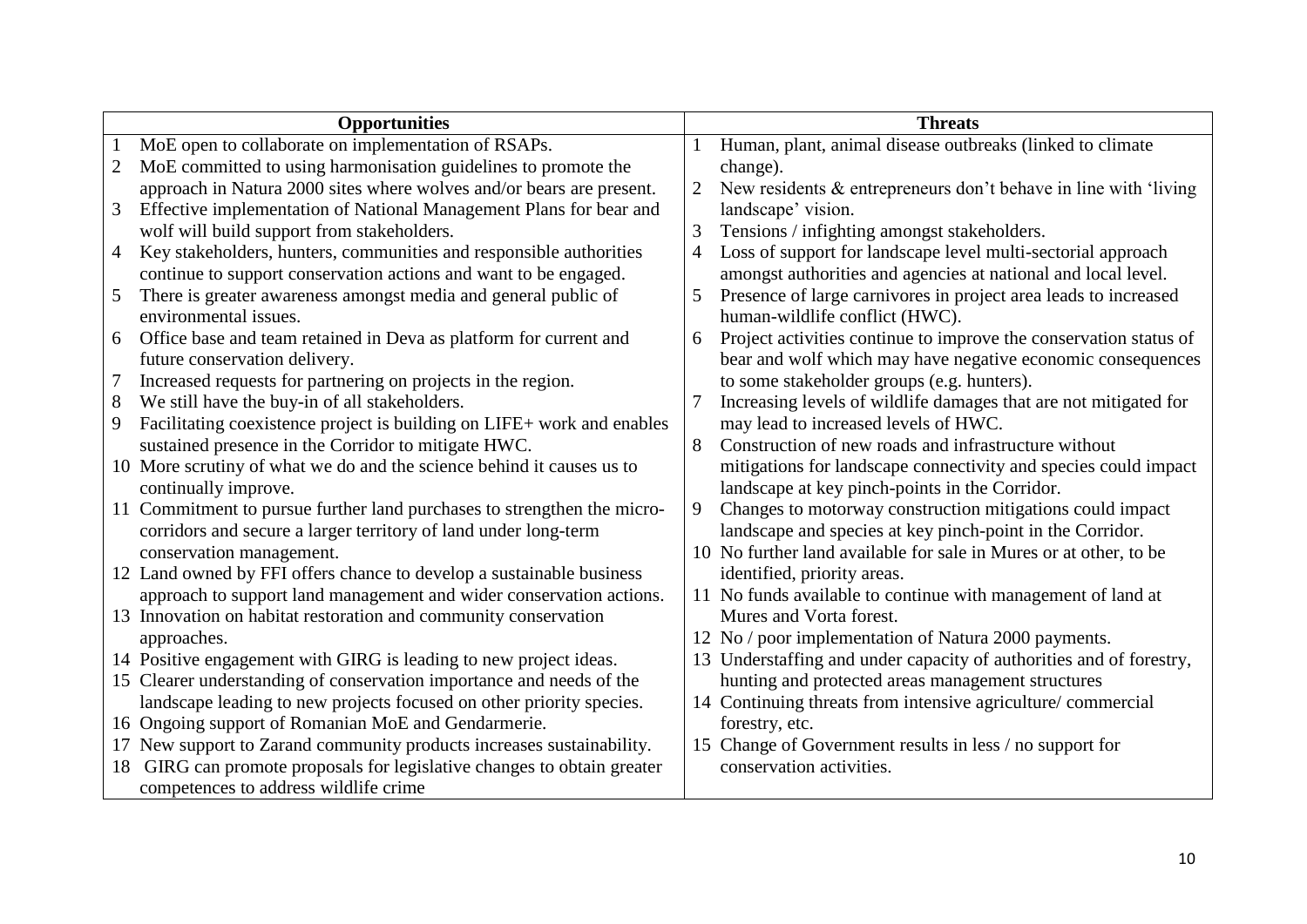| Opportunities | Threats |
|---|---|
| 1 MoE open to collaborate on implementation of RSAPs. | 1 Human, plant, animal disease outbreaks (linked to climate change). |
| 2 MoE committed to using harmonisation guidelines to promote the approach in Natura 2000 sites where wolves and/or bears are present. | 2 New residents & entrepreneurs don't behave in line with 'living landscape' vision. |
| 3 Effective implementation of National Management Plans for bear and wolf will build support from stakeholders. | 3 Tensions / infighting amongst stakeholders. |
| 4 Key stakeholders, hunters, communities and responsible authorities continue to support conservation actions and want to be engaged. | 4 Loss of support for landscape level multi-sectorial approach amongst authorities and agencies at national and local level. |
| 5 There is greater awareness amongst media and general public of environmental issues. | 5 Presence of large carnivores in project area leads to increased human-wildlife conflict (HWC). |
| 6 Office base and team retained in Deva as platform for current and future conservation delivery. | 6 Project activities continue to improve the conservation status of bear and wolf which may have negative economic consequences to some stakeholder groups (e.g. hunters). |
| 7 Increased requests for partnering on projects in the region. | 7 Increasing levels of wildlife damages that are not mitigated for may lead to increased levels of HWC. |
| 8 We still have the buy-in of all stakeholders. | 8 Construction of new roads and infrastructure without mitigations for landscape connectivity and species could impact landscape at key pinch-points in the Corridor. |
| 9 Facilitating coexistence project is building on LIFE+ work and enables sustained presence in the Corridor to mitigate HWC. | 9 Changes to motorway construction mitigations could impact landscape and species at key pinch-point in the Corridor. |
| 10 More scrutiny of what we do and the science behind it causes us to continually improve. | 10 No further land available for sale in Mures or at other, to be identified, priority areas. |
| 11 Commitment to pursue further land purchases to strengthen the micro-corridors and secure a larger territory of land under long-term conservation management. | 11 No funds available to continue with management of land at Mures and Vorta forest. |
| 12 Land owned by FFI offers chance to develop a sustainable business approach to support land management and wider conservation actions. | 12 No / poor implementation of Natura 2000 payments. |
| 13 Innovation on habitat restoration and community conservation approaches. | 13 Understaffing and under capacity of authorities and of forestry, hunting and protected areas management structures |
| 14 Positive engagement with GIRG is leading to new project ideas. | 14 Continuing threats from intensive agriculture/ commercial forestry, etc. |
| 15 Clearer understanding of conservation importance and needs of the landscape leading to new projects focused on other priority species. | 15 Change of Government results in less / no support for conservation activities. |
| 16 Ongoing support of Romanian MoE and Gendarmerie. | |
| 17 New support to Zarand community products increases sustainability. | |
| 18 GIRG can promote proposals for legislative changes to obtain greater competences to address wildlife crime | |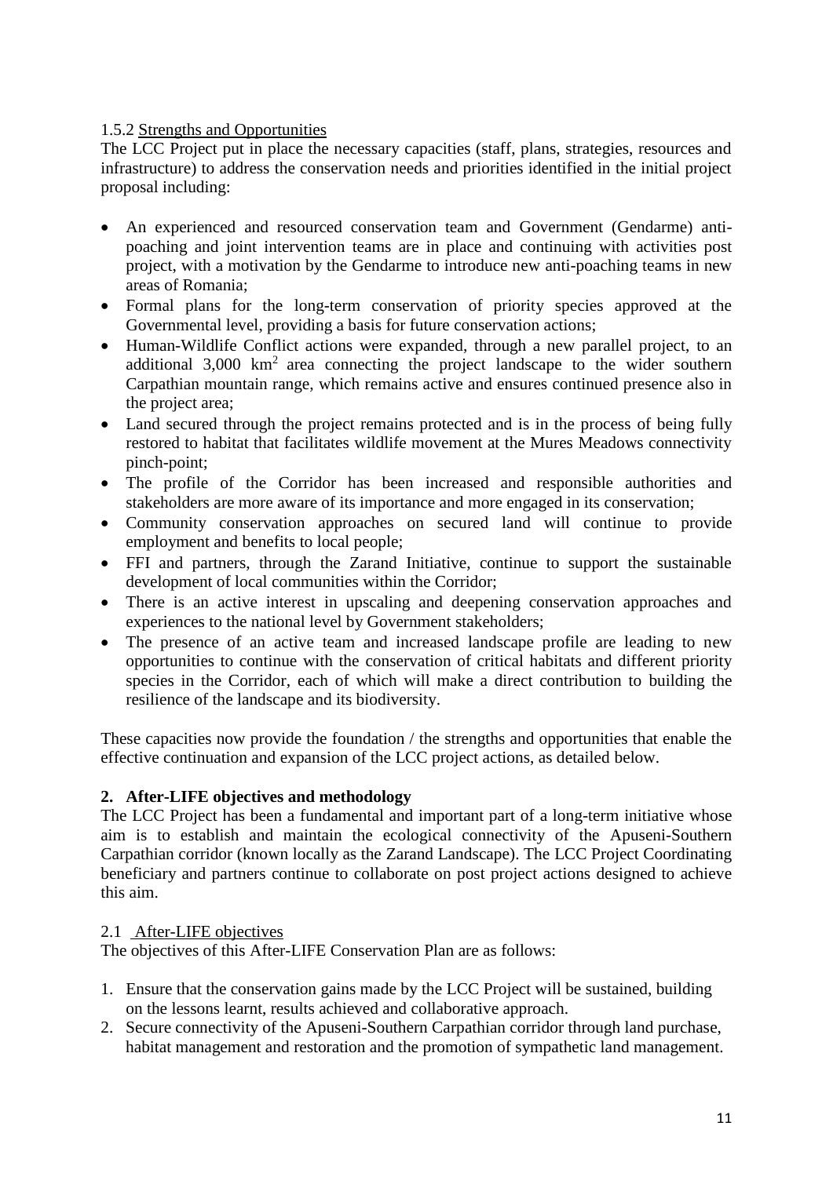1.5.2 Strengths and Opportunities

The LCC Project put in place the necessary capacities (staff, plans, strategies, resources and infrastructure) to address the conservation needs and priorities identified in the initial project proposal including:

- An experienced and resourced conservation team and Government (Gendarme) anti-poaching and joint intervention teams are in place and continuing with activities post project, with a motivation by the Gendarme to introduce new anti-poaching teams in new areas of Romania;
- Formal plans for the long-term conservation of priority species approved at the Governmental level, providing a basis for future conservation actions;
- Human-Wildlife Conflict actions were expanded, through a new parallel project, to an additional 3,000 $km^2$ area connecting the project landscape to the wider southern Carpathian mountain range, which remains active and ensures continued presence also in the project area;
- Land secured through the project remains protected and is in the process of being fully restored to habitat that facilitates wildlife movement at the Mures Meadows connectivity pinch-point;
- The profile of the Corridor has been increased and responsible authorities and stakeholders are more aware of its importance and more engaged in its conservation;
- Community conservation approaches on secured land will continue to provide employment and benefits to local people;
- FFI and partners, through the Zarand Initiative, continue to support the sustainable development of local communities within the Corridor;
- There is an active interest in upscaling and deepening conservation approaches and experiences to the national level by Government stakeholders;
- The presence of an active team and increased landscape profile are leading to new opportunities to continue with the conservation of critical habitats and different priority species in the Corridor, each of which will make a direct contribution to building the resilience of the landscape and its biodiversity.

These capacities now provide the foundation / the strengths and opportunities that enable the effective continuation and expansion of the LCC project actions, as detailed below.

## 2. After-LIFE objectives and methodology

The LCC Project has been a fundamental and important part of a long-term initiative whose aim is to establish and maintain the ecological connectivity of the Apuseni-Southern Carpathian corridor (known locally as the Zarand Landscape). The LCC Project Coordinating beneficiary and partners continue to collaborate on post project actions designed to achieve this aim.

2.1 After-LIFE objectives

The objectives of this After-LIFE Conservation Plan are as follows:

1. Ensure that the conservation gains made by the LCC Project will be sustained, building on the lessons learnt, results achieved and collaborative approach.
2. Secure connectivity of the Apuseni-Southern Carpathian corridor through land purchase, habitat management and restoration and the promotion of sympathetic land management.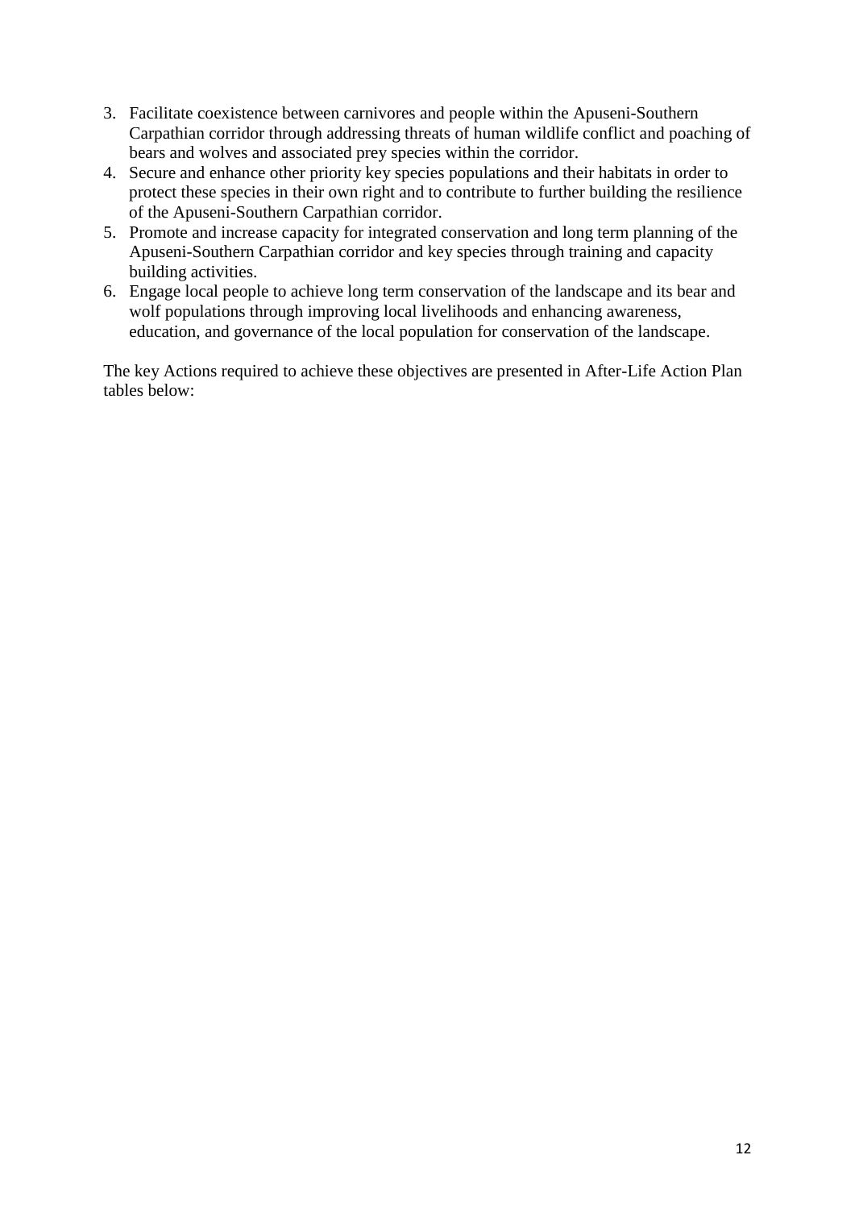3. Facilitate coexistence between carnivores and people within the Apuseni-Southern Carpathian corridor through addressing threats of human wildlife conflict and poaching of bears and wolves and associated prey species within the corridor.
4. Secure and enhance other priority key species populations and their habitats in order to protect these species in their own right and to contribute to further building the resilience of the Apuseni-Southern Carpathian corridor.
5. Promote and increase capacity for integrated conservation and long term planning of the Apuseni-Southern Carpathian corridor and key species through training and capacity building activities.
6. Engage local people to achieve long term conservation of the landscape and its bear and wolf populations through improving local livelihoods and enhancing awareness, education, and governance of the local population for conservation of the landscape.

The key Actions required to achieve these objectives are presented in After-Life Action Plan tables below: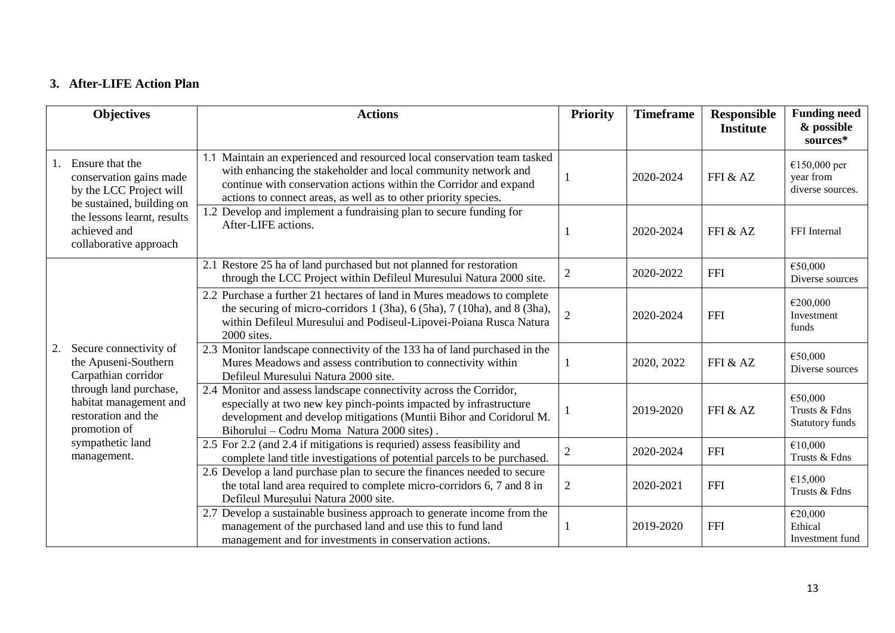## 3. After-LIFE Action Plan

| Objectives | Actions | Priority | Timeframe | Responsible Institute | Funding need & possible sources* |
|---|---|---|---|---|---|
| 1. Ensure that the conservation gains made by the LCC Project will be sustained, building on the lessons learnt, results achieved and collaborative approach | 1.1 Maintain an experienced and resourced local conservation team tasked with enhancing the stakeholder and local community network and continue with conservation actions within the Corridor and expand actions to connect areas, as well as to other priority species. | 1 | 2020-2024 | FFI & AZ | €150,000 per year from diverse sources. |
| | 1.2 Develop and implement a fundraising plan to secure funding for After-LIFE actions. | 1 | 2020-2024 | FFI & AZ | FFI Internal |
| 2. Secure connectivity of the Apuseni-Southern Carpathian corridor through land purchase, habitat management and restoration and the promotion of sympathetic land management. | 2.1 Restore 25 ha of land purchased but not planned for restoration through the LCC Project within Defileul Muresului Natura 2000 site. | 2 | 2020-2022 | FFI | €50,000 Diverse sources |
| | 2.2 Purchase a further 21 hectares of land in Mures meadows to complete the securing of micro-corridors 1 (3ha), 6 (5ha), 7 (10ha), and 8 (3ha), within Defileul Muresului and Podiseul-Lipovei-Poiana Rusca Natura 2000 sites. | 2 | 2020-2024 | FFI | €200,000 Investment funds |
| | 2.3 Monitor landscape connectivity of the 133 ha of land purchased in the Mures Meadows and assess contribution to connectivity within Defileul Muresului Natura 2000 site. | 1 | 2020, 2022 | FFI & AZ | €50,000 Diverse sources |
| | 2.4 Monitor and assess landscape connectivity across the Corridor, especially at two new key pinch-points impacted by infrastructure development and develop mitigations (Muntii Bihor and Coridorul M. Bihorului – Codru Moma Natura 2000 sites) . | 1 | 2019-2020 | FFI & AZ | €50,000 Trusts & Fdns Statutory funds |
| | 2.5 For 2.2 (and 2.4 if mitigations is requried) assess feasibility and complete land title investigations of potential parcels to be purchased. | 2 | 2020-2024 | FFI | €10,000 Trusts & Fdns |
| | 2.6 Develop a land purchase plan to secure the finances needed to secure the total land area required to complete micro-corridors 6, 7 and 8 in Defileul Mureșului Natura 2000 site. | 2 | 2020-2021 | FFI | €15,000 Trusts & Fdns |
| | 2.7 Develop a sustainable business approach to generate income from the management of the purchased land and use this to fund land management and for investments in conservation actions. | 1 | 2019-2020 | FFI | €20,000 Ethical Investment fund |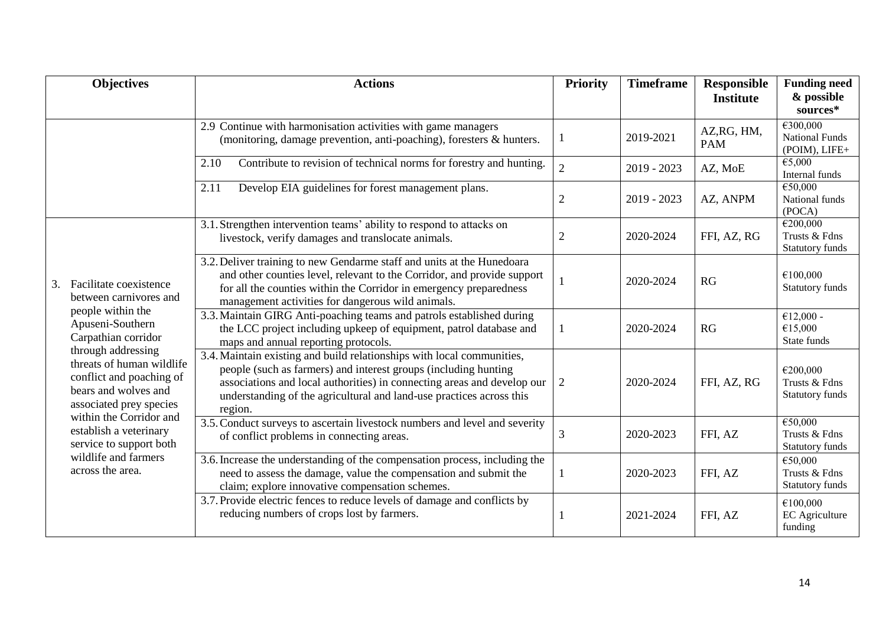| Objectives | Actions | Priority | Timeframe | Responsible Institute | Funding need & possible sources* |
|---|---|---|---|---|---|
| | 2.9 Continue with harmonisation activities with game managers (monitoring, damage prevention, anti-poaching), foresters & hunters. | 1 | 2019-2021 | AZ,RG, HM, PAM | €300,000 National Funds (POIM), LIFE+ |
| | 2.10 Contribute to revision of technical norms for forestry and hunting. | 2 | 2019 - 2023 | AZ, MoE | €5,000 Internal funds |
| | 2.11 Develop EIA guidelines for forest management plans. | 2 | 2019 - 2023 | AZ, ANPM | €50,000 National funds (POCA) |
| 3. Facilitate coexistence between carnivores and people within the Apuseni-Southern Carpathian corridor through addressing threats of human wildlife conflict and poaching of bears and wolves and associated prey species within the Corridor and establish a veterinary service to support both wildlife and farmers across the area. | 3.1. Strengthen intervention teams' ability to respond to attacks on livestock, verify damages and translocate animals. | 2 | 2020-2024 | FFI, AZ, RG | €200,000 Trusts & Fdns Statutory funds |
| | 3.2. Deliver training to new Gendarme staff and units at the Hunedoara and other counties level, relevant to the Corridor, and provide support for all the counties within the Corridor in emergency preparedness management activities for dangerous wild animals. | 1 | 2020-2024 | RG | €100,000 Statutory funds |
| | 3.3. Maintain GIRG Anti-poaching teams and patrols established during the LCC project including upkeep of equipment, patrol database and maps and annual reporting protocols. | 1 | 2020-2024 | RG | €12,000 - €15,000 State funds |
| | 3.4. Maintain existing and build relationships with local communities, people (such as farmers) and interest groups (including hunting associations and local authorities) in connecting areas and develop our understanding of the agricultural and land-use practices across this region. | 2 | 2020-2024 | FFI, AZ, RG | €200,000 Trusts & Fdns Statutory funds |
| | 3.5. Conduct surveys to ascertain livestock numbers and level and severity of conflict problems in connecting areas. | 3 | 2020-2023 | FFI, AZ | €50,000 Trusts & Fdns Statutory funds |
| | 3.6. Increase the understanding of the compensation process, including the need to assess the damage, value the compensation and submit the claim; explore innovative compensation schemes. | 1 | 2020-2023 | FFI, AZ | €50,000 Trusts & Fdns Statutory funds |
| | 3.7. Provide electric fences to reduce levels of damage and conflicts by reducing numbers of crops lost by farmers. | 1 | 2021-2024 | FFI, AZ | €100,000 EC Agriculture funding |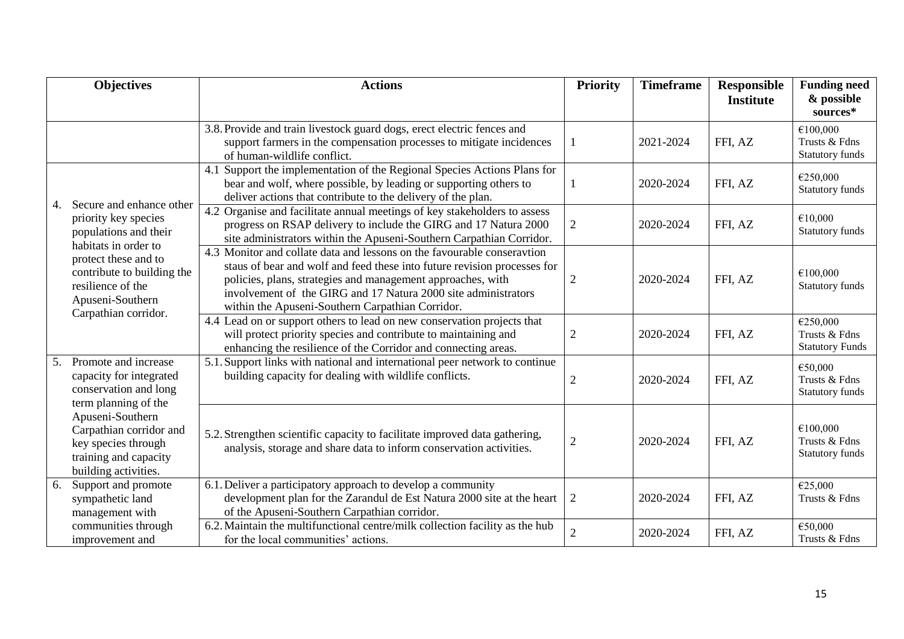| Objectives | Actions | Priority | Timeframe | Responsible Institute | Funding need & possible sources* |
|---|---|---|---|---|---|
| | 3.8. Provide and train livestock guard dogs, erect electric fences and support farmers in the compensation processes to mitigate incidences of human-wildlife conflict. | 1 | 2021-2024 | FFI, AZ | €100,000 Trusts & Fdns Statutory funds |
| 4. Secure and enhance other priority key species populations and their habitats in order to protect these and to contribute to building the resilience of the Apuseni-Southern Carpathian corridor. | 4.1 Support the implementation of the Regional Species Actions Plans for bear and wolf, where possible, by leading or supporting others to deliver actions that contribute to the delivery of the plan. | 1 | 2020-2024 | FFI, AZ | €250,000 Statutory funds |
| | 4.2 Organise and facilitate annual meetings of key stakeholders to assess progress on RSAP delivery to include the GIRG and 17 Natura 2000 site administrators within the Apuseni-Southern Carpathian Corridor. | 2 | 2020-2024 | FFI, AZ | €10,000 Statutory funds |
| | 4.3 Monitor and collate data and lessons on the favourable conseravtion staus of bear and wolf and feed these into future revision processes for policies, plans, strategies and management approaches, with involvement of the GIRG and 17 Natura 2000 site administrators within the Apuseni-Southern Carpathian Corridor. | 2 | 2020-2024 | FFI, AZ | €100,000 Statutory funds |
| | 4.4 Lead on or support others to lead on new conservation projects that will protect priority species and contribute to maintaining and enhancing the resilience of the Corridor and connecting areas. | 2 | 2020-2024 | FFI, AZ | €250,000 Trusts & Fdns Statutory Funds |
| 5. Promote and increase capacity for integrated conservation and long term planning of the Apuseni-Southern Carpathian corridor and key species through training and capacity building activities. | 5.1. Support links with national and international peer network to continue building capacity for dealing with wildlife conflicts. | 2 | 2020-2024 | FFI, AZ | €50,000 Trusts & Fdns Statutory funds |
| | 5.2. Strengthen scientific capacity to facilitate improved data gathering, analysis, storage and share data to inform conservation activities. | 2 | 2020-2024 | FFI, AZ | €100,000 Trusts & Fdns Statutory funds |
| 6. Support and promote sympathetic land management with communities through improvement and | 6.1. Deliver a participatory approach to develop a community development plan for the Zarandul de Est Natura 2000 site at the heart of the Apuseni-Southern Carpathian corridor. | 2 | 2020-2024 | FFI, AZ | €25,000 Trusts & Fdns |
| | 6.2. Maintain the multifunctional centre/milk collection facility as the hub for the local communities' actions. | 2 | 2020-2024 | FFI, AZ | €50,000 Trusts & Fdns |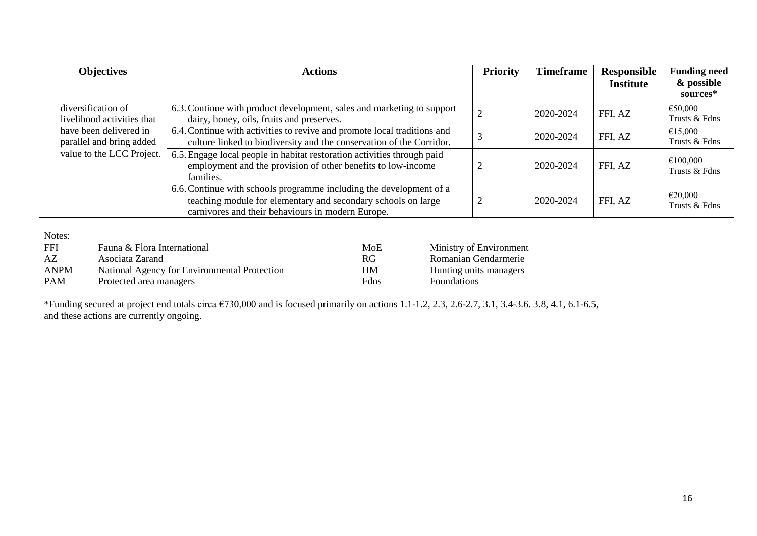| Objectives | Actions | Priority | Timeframe | Responsible Institute | Funding need & possible sources* |
|---|---|---|---|---|---|
| diversification of livelihood activities that have been delivered in parallel and bring added value to the LCC Project. | 6.3. Continue with product development, sales and marketing to support dairy, honey, oils, fruits and preserves. | 2 | 2020-2024 | FFI, AZ | €50,000 Trusts & Fdns |
| | 6.4. Continue with activities to revive and promote local traditions and culture linked to biodiversity and the conservation of the Corridor. | 3 | 2020-2024 | FFI, AZ | €15,000 Trusts & Fdns |
| | 6.5. Engage local people in habitat restoration activities through paid employment and the provision of other benefits to low-income families. | 2 | 2020-2024 | FFI, AZ | €100,000 Trusts & Fdns |
| | 6.6. Continue with schools programme including the development of a teaching module for elementary and secondary schools on large carnivores and their behaviours in modern Europe. | 2 | 2020-2024 | FFI, AZ | €20,000 Trusts & Fdns |

Notes:

| | | | |
|---|---|---|---|
| FFI | Fauna & Flora International | MoE | Ministry of Environment |
| AZ | Asociata Zarand | RG | Romanian Gendarmerie |
| ANPM | National Agency for Environmental Protection | HM | Hunting units managers |
| PAM | Protected area managers | Fdns | Foundations |

*Funding secured at project end totals circa €730,000 and is focused primarily on actions 1.1-1.2, 2.3, 2.6-2.7, 3.1, 3.4-3.6. 3.8, 4.1, 6.1-6.5, and these actions are currently ongoing.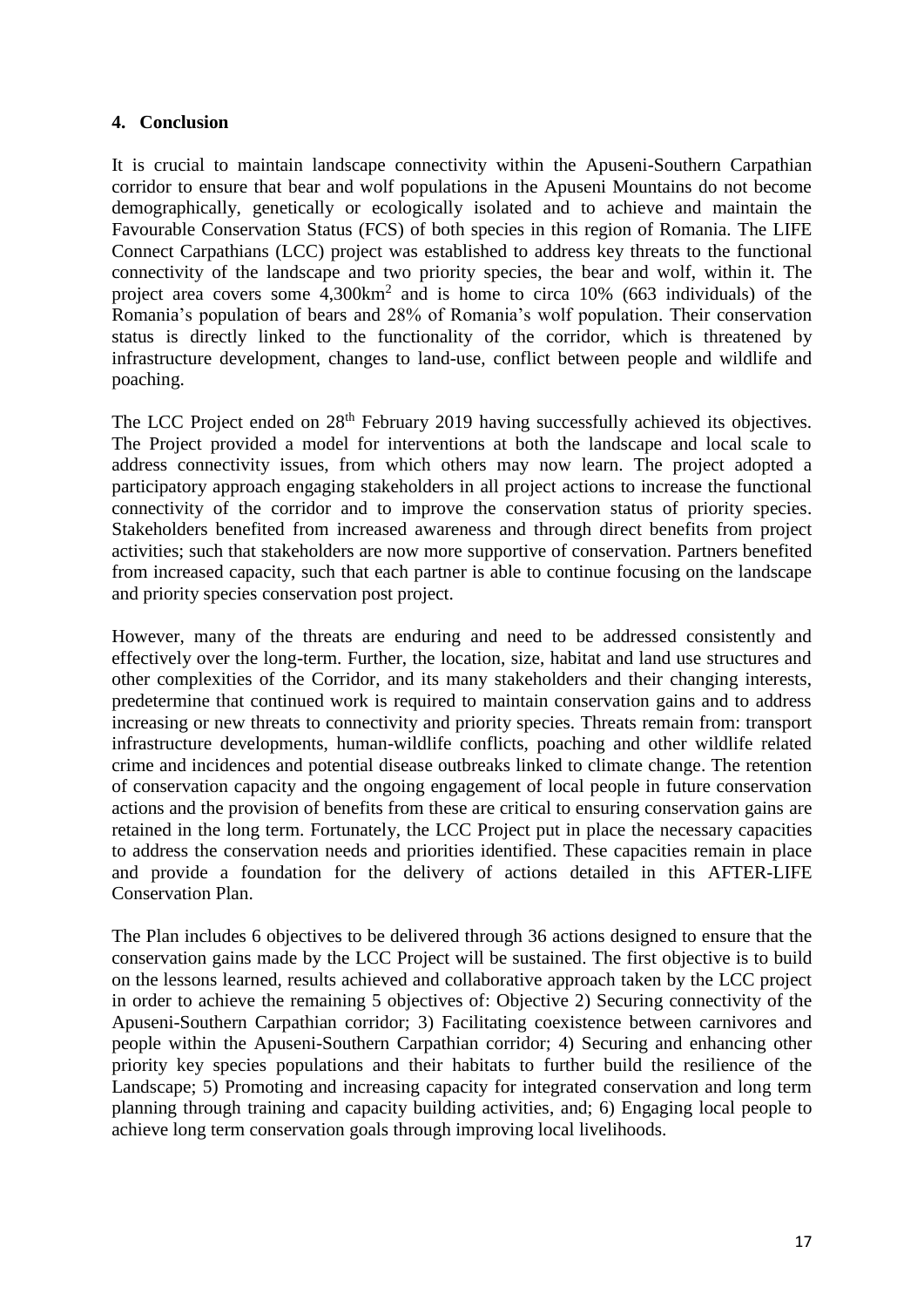## 4. Conclusion

It is crucial to maintain landscape connectivity within the Apuseni-Southern Carpathian corridor to ensure that bear and wolf populations in the Apuseni Mountains do not become demographically, genetically or ecologically isolated and to achieve and maintain the Favourable Conservation Status (FCS) of both species in this region of Romania. The LIFE Connect Carpathians (LCC) project was established to address key threats to the functional connectivity of the landscape and two priority species, the bear and wolf, within it. The project area covers some 4,300km$^2$ and is home to circa 10% (663 individuals) of the Romania's population of bears and 28% of Romania's wolf population. Their conservation status is directly linked to the functionality of the corridor, which is threatened by infrastructure development, changes to land-use, conflict between people and wildlife and poaching.

The LCC Project ended on 28th February 2019 having successfully achieved its objectives. The Project provided a model for interventions at both the landscape and local scale to address connectivity issues, from which others may now learn. The project adopted a participatory approach engaging stakeholders in all project actions to increase the functional connectivity of the corridor and to improve the conservation status of priority species. Stakeholders benefited from increased awareness and through direct benefits from project activities; such that stakeholders are now more supportive of conservation. Partners benefited from increased capacity, such that each partner is able to continue focusing on the landscape and priority species conservation post project.

However, many of the threats are enduring and need to be addressed consistently and effectively over the long-term. Further, the location, size, habitat and land use structures and other complexities of the Corridor, and its many stakeholders and their changing interests, predetermine that continued work is required to maintain conservation gains and to address increasing or new threats to connectivity and priority species. Threats remain from: transport infrastructure developments, human-wildlife conflicts, poaching and other wildlife related crime and incidences and potential disease outbreaks linked to climate change. The retention of conservation capacity and the ongoing engagement of local people in future conservation actions and the provision of benefits from these are critical to ensuring conservation gains are retained in the long term. Fortunately, the LCC Project put in place the necessary capacities to address the conservation needs and priorities identified. These capacities remain in place and provide a foundation for the delivery of actions detailed in this AFTER-LIFE Conservation Plan.

The Plan includes 6 objectives to be delivered through 36 actions designed to ensure that the conservation gains made by the LCC Project will be sustained. The first objective is to build on the lessons learned, results achieved and collaborative approach taken by the LCC project in order to achieve the remaining 5 objectives of: Objective 2) Securing connectivity of the Apuseni-Southern Carpathian corridor; 3) Facilitating coexistence between carnivores and people within the Apuseni-Southern Carpathian corridor; 4) Securing and enhancing other priority key species populations and their habitats to further build the resilience of the Landscape; 5) Promoting and increasing capacity for integrated conservation and long term planning through training and capacity building activities, and; 6) Engaging local people to achieve long term conservation goals through improving local livelihoods.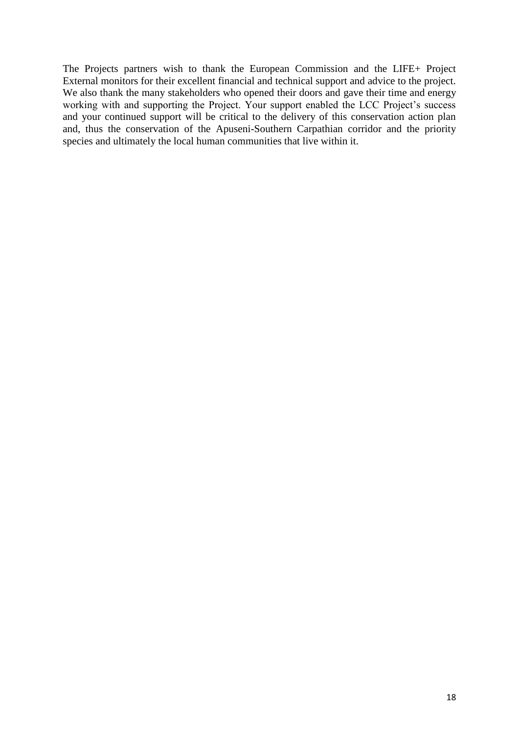The Projects partners wish to thank the European Commission and the LIFE+ Project External monitors for their excellent financial and technical support and advice to the project. We also thank the many stakeholders who opened their doors and gave their time and energy working with and supporting the Project. Your support enabled the LCC Project's success and your continued support will be critical to the delivery of this conservation action plan and, thus the conservation of the Apuseni-Southern Carpathian corridor and the priority species and ultimately the local human communities that live within it.